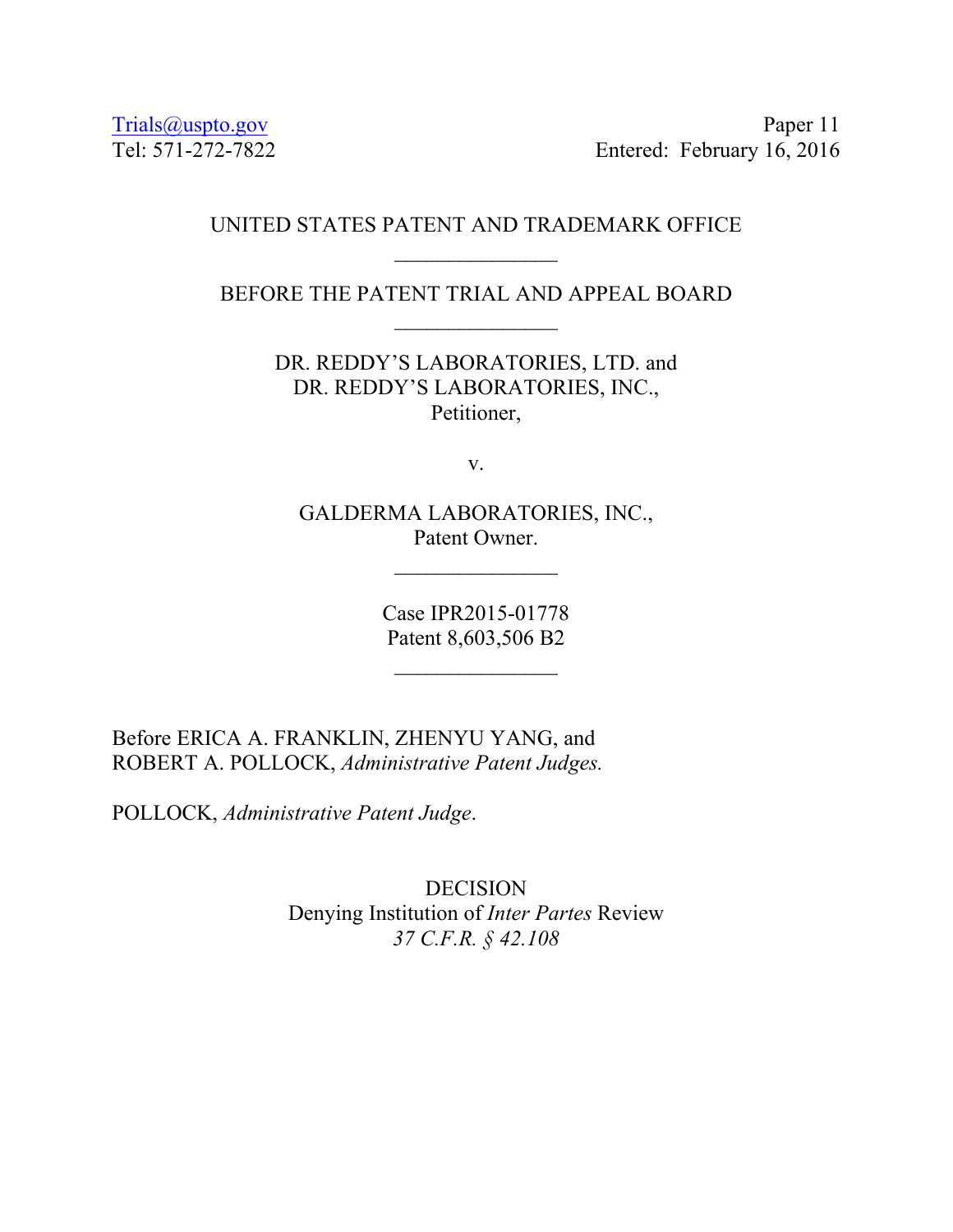Trials@uspto.gov
Tel: 571-272-7822

Paper 11
Entered: February 16, 2016

UNITED STATES PATENT AND TRADEMARK OFFICE

_______________

BEFORE THE PATENT TRIAL AND APPEAL BOARD

_______________

DR. REDDY'S LABORATORIES, LTD. and
DR. REDDY'S LABORATORIES, INC.,
Petitioner,

v.

GALDERMA LABORATORIES, INC.,
Patent Owner.

_______________

Case IPR2015-01778
Patent 8,603,506 B2

_______________

Before ERICA A. FRANKLIN, ZHENYU YANG, and
ROBERT A. POLLOCK, *Administrative Patent Judges.*

POLLOCK, *Administrative Patent Judge*.

DECISION
Denying Institution of *Inter Partes* Review
*37 C.F.R. § 42.108*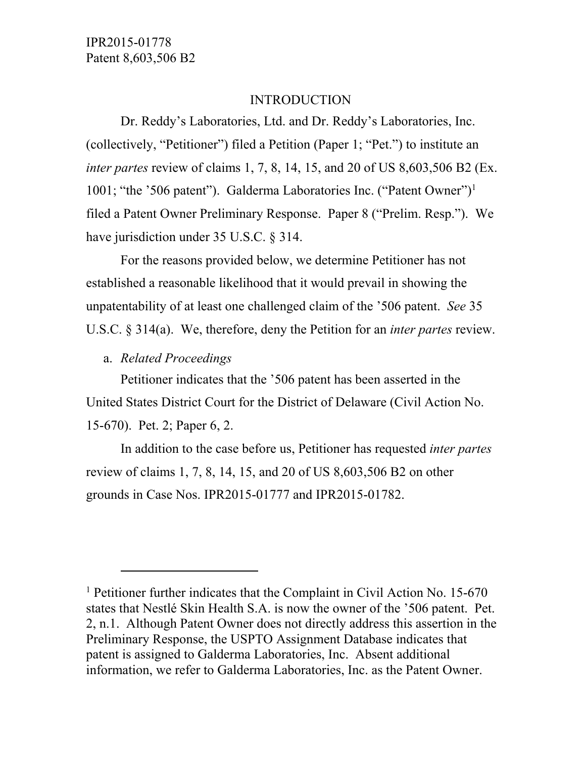## INTRODUCTION

Dr. Reddy's Laboratories, Ltd. and Dr. Reddy's Laboratories, Inc. (collectively, "Petitioner") filed a Petition (Paper 1; "Pet.") to institute an *inter partes* review of claims 1, 7, 8, 14, 15, and 20 of US 8,603,506 B2 (Ex. 1001; "the '506 patent"). Galderma Laboratories Inc. ("Patent Owner")[1] filed a Patent Owner Preliminary Response. Paper 8 ("Prelim. Resp."). We have jurisdiction under 35 U.S.C. § 314.

For the reasons provided below, we determine Petitioner has not established a reasonable likelihood that it would prevail in showing the unpatentability of at least one challenged claim of the '506 patent. *See* 35 U.S.C. § 314(a). We, therefore, deny the Petition for an *inter partes* review.

a. *Related Proceedings*

Petitioner indicates that the '506 patent has been asserted in the United States District Court for the District of Delaware (Civil Action No. 15-670). Pet. 2; Paper 6, 2.

In addition to the case before us, Petitioner has requested *inter partes* review of claims 1, 7, 8, 14, 15, and 20 of US 8,603,506 B2 on other grounds in Case Nos. IPR2015-01777 and IPR2015-01782.

---

[1] Petitioner further indicates that the Complaint in Civil Action No. 15-670 states that Nestlé Skin Health S.A. is now the owner of the '506 patent. Pet. 2, n.1. Although Patent Owner does not directly address this assertion in the Preliminary Response, the USPTO Assignment Database indicates that patent is assigned to Galderma Laboratories, Inc. Absent additional information, we refer to Galderma Laboratories, Inc. as the Patent Owner.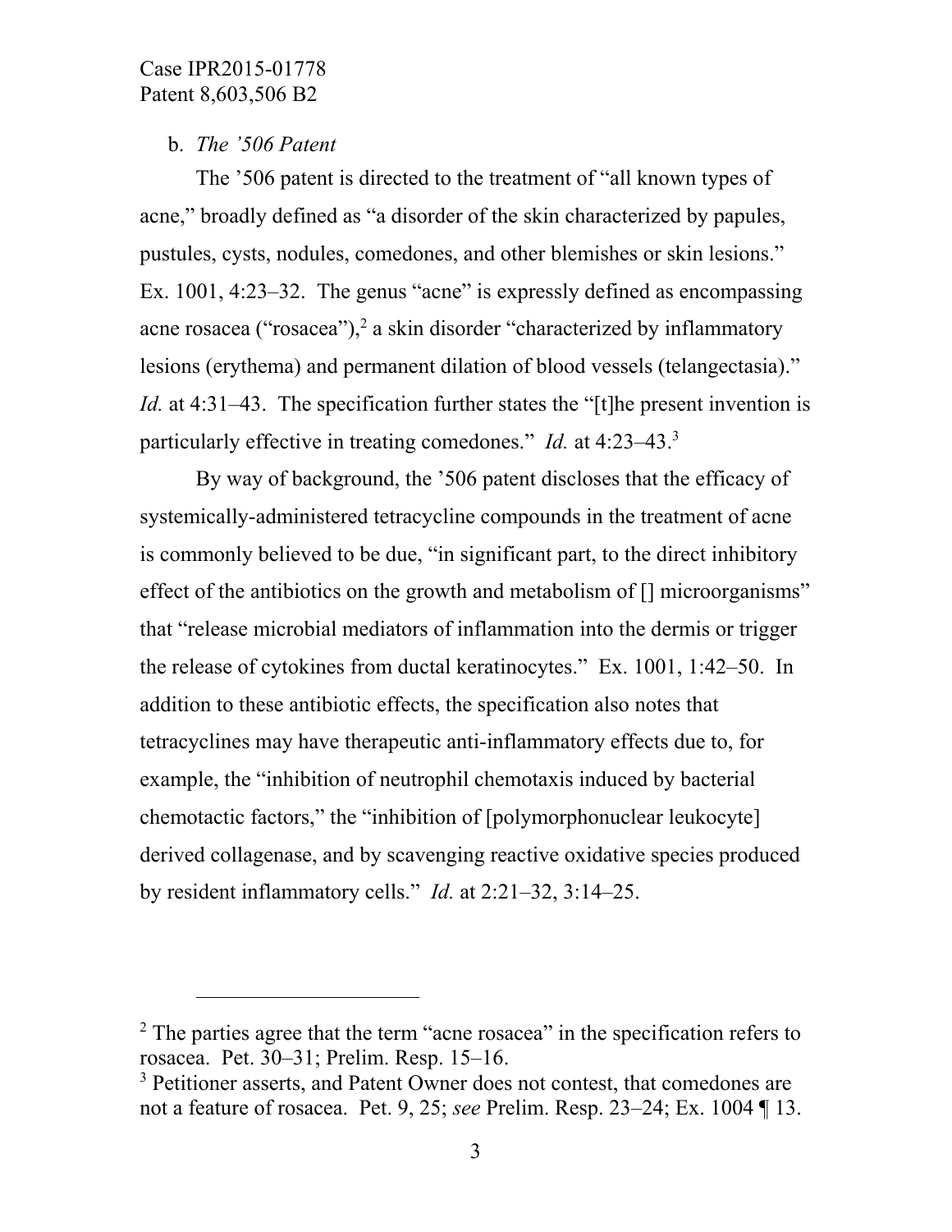b. *The ’506 Patent*

The ’506 patent is directed to the treatment of “all known types of acne,” broadly defined as “a disorder of the skin characterized by papules, pustules, cysts, nodules, comedones, and other blemishes or skin lesions.” Ex. 1001, 4:23–32. The genus “acne” is expressly defined as encompassing acne rosacea (“rosacea”),[2] a skin disorder “characterized by inflammatory lesions (erythema) and permanent dilation of blood vessels (telangectasia).” *Id.* at 4:31–43. The specification further states the “[t]he present invention is particularly effective in treating comedones.” *Id.* at 4:23–43.[3]

By way of background, the ’506 patent discloses that the efficacy of systemically-administered tetracycline compounds in the treatment of acne is commonly believed to be due, “in significant part, to the direct inhibitory effect of the antibiotics on the growth and metabolism of [] microorganisms” that “release microbial mediators of inflammation into the dermis or trigger the release of cytokines from ductal keratinocytes.” Ex. 1001, 1:42–50. In addition to these antibiotic effects, the specification also notes that tetracyclines may have therapeutic anti-inflammatory effects due to, for example, the “inhibition of neutrophil chemotaxis induced by bacterial chemotactic factors,” the “inhibition of [polymorphonuclear leukocyte] derived collagenase, and by scavenging reactive oxidative species produced by resident inflammatory cells.” *Id.* at 2:21–32, 3:14–25.

---

[2] The parties agree that the term “acne rosacea” in the specification refers to rosacea. Pet. 30–31; Prelim. Resp. 15–16.

[3] Petitioner asserts, and Patent Owner does not contest, that comedones are not a feature of rosacea. Pet. 9, 25; *see* Prelim. Resp. 23–24; Ex. 1004 ¶ 13.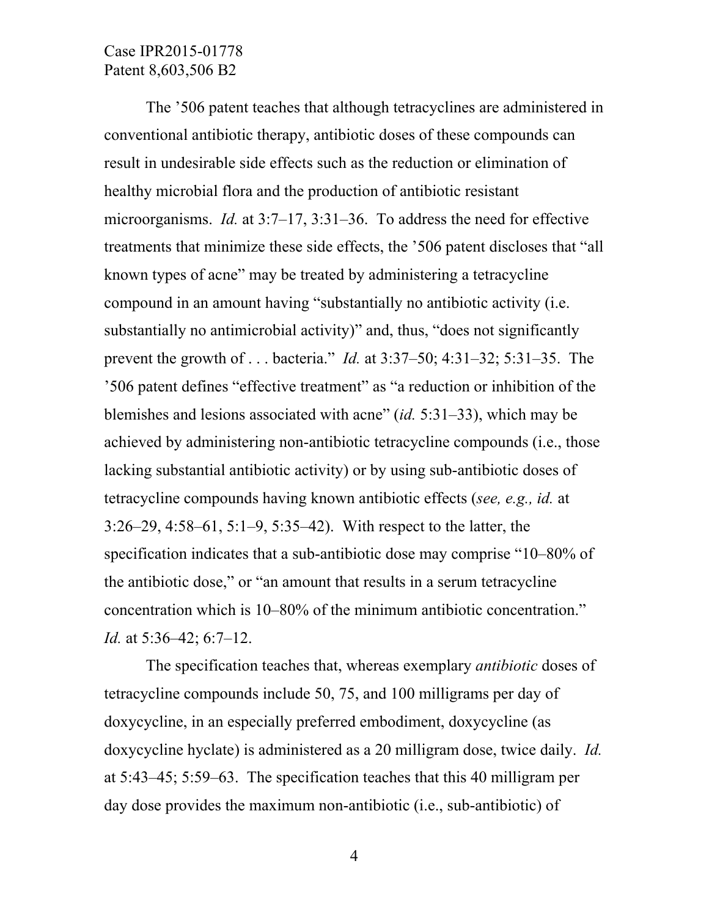The ’506 patent teaches that although tetracyclines are administered in conventional antibiotic therapy, antibiotic doses of these compounds can result in undesirable side effects such as the reduction or elimination of healthy microbial flora and the production of antibiotic resistant microorganisms. *Id.* at 3:7–17, 3:31–36. To address the need for effective treatments that minimize these side effects, the ’506 patent discloses that “all known types of acne” may be treated by administering a tetracycline compound in an amount having “substantially no antibiotic activity (i.e. substantially no antimicrobial activity)” and, thus, “does not significantly prevent the growth of . . . bacteria.” *Id.* at 3:37–50; 4:31–32; 5:31–35. The ’506 patent defines “effective treatment” as “a reduction or inhibition of the blemishes and lesions associated with acne” (*id.* 5:31–33), which may be achieved by administering non-antibiotic tetracycline compounds (i.e., those lacking substantial antibiotic activity) or by using sub-antibiotic doses of tetracycline compounds having known antibiotic effects (*see, e.g., id.* at 3:26–29, 4:58–61, 5:1–9, 5:35–42). With respect to the latter, the specification indicates that a sub-antibiotic dose may comprise “10–80% of the antibiotic dose,” or “an amount that results in a serum tetracycline concentration which is 10–80% of the minimum antibiotic concentration.” *Id.* at 5:36–42; 6:7–12.

The specification teaches that, whereas exemplary *antibiotic* doses of tetracycline compounds include 50, 75, and 100 milligrams per day of doxycycline, in an especially preferred embodiment, doxycycline (as doxycycline hyclate) is administered as a 20 milligram dose, twice daily. *Id.* at 5:43–45; 5:59–63. The specification teaches that this 40 milligram per day dose provides the maximum non-antibiotic (i.e., sub-antibiotic) of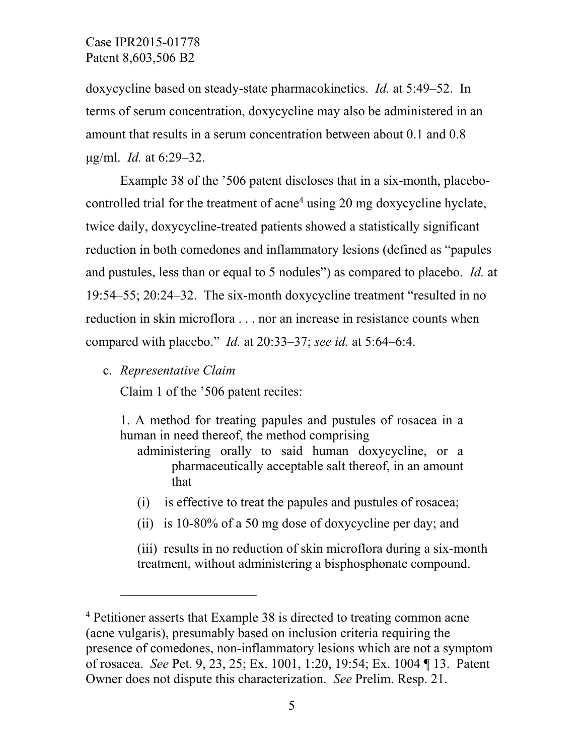doxycycline based on steady-state pharmacokinetics. *Id.* at 5:49–52. In terms of serum concentration, doxycycline may also be administered in an amount that results in a serum concentration between about 0.1 and 0.8 μg/ml. *Id.* at 6:29–32.

Example 38 of the '506 patent discloses that in a six-month, placebo-controlled trial for the treatment of acne[4] using 20 mg doxycycline hyclate, twice daily, doxycycline-treated patients showed a statistically significant reduction in both comedones and inflammatory lesions (defined as "papules and pustules, less than or equal to 5 nodules") as compared to placebo. *Id.* at 19:54–55; 20:24–32. The six-month doxycycline treatment "resulted in no reduction in skin microflora . . . nor an increase in resistance counts when compared with placebo." *Id.* at 20:33–37; *see id.* at 5:64–6:4.

c. *Representative Claim*

Claim 1 of the '506 patent recites:

> 1. A method for treating papules and pustules of rosacea in a human in need thereof, the method comprising
>
> administering orally to said human doxycycline, or a pharmaceutically acceptable salt thereof, in an amount that
>
> (i) is effective to treat the papules and pustules of rosacea;
>
> (ii) is 10-80% of a 50 mg dose of doxycycline per day; and
>
> (iii) results in no reduction of skin microflora during a six-month treatment, without administering a bisphosphonate compound.

---

[4] Petitioner asserts that Example 38 is directed to treating common acne (acne vulgaris), presumably based on inclusion criteria requiring the presence of comedones, non-inflammatory lesions which are not a symptom of rosacea. *See* Pet. 9, 23, 25; Ex. 1001, 1:20, 19:54; Ex. 1004 ¶ 13. Patent Owner does not dispute this characterization. *See* Prelim. Resp. 21.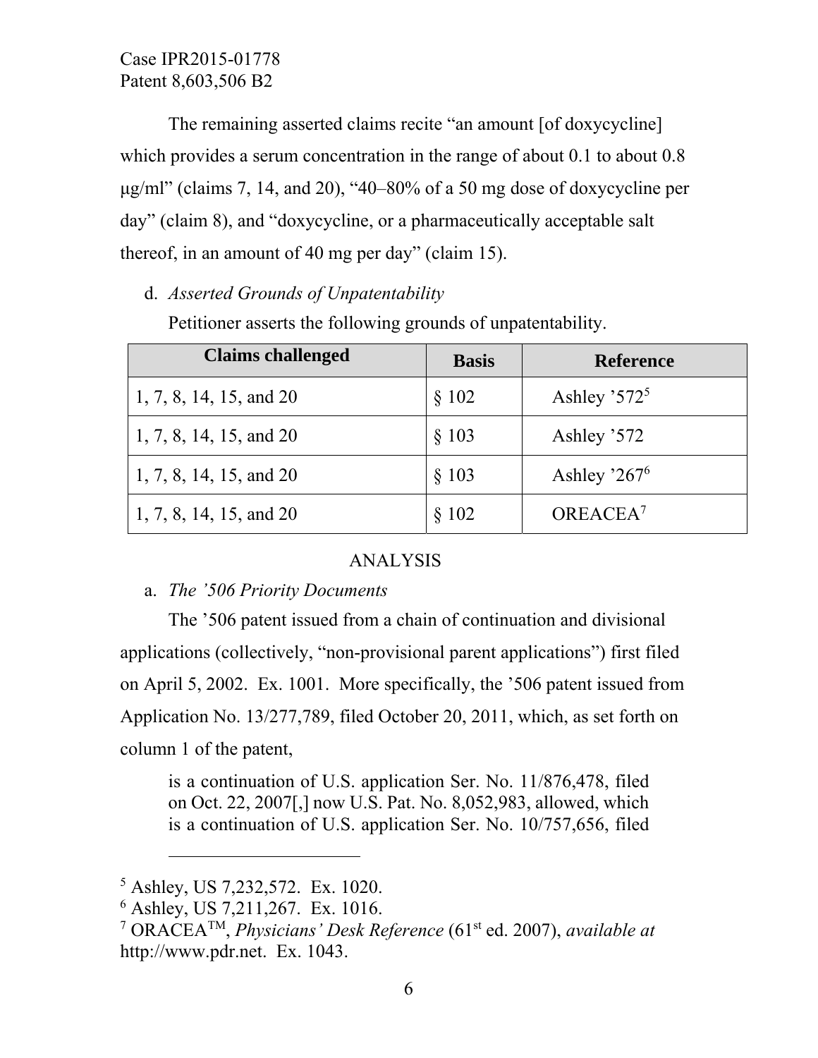The remaining asserted claims recite "an amount [of doxycycline] which provides a serum concentration in the range of about 0.1 to about 0.8 μg/ml" (claims 7, 14, and 20), "40–80% of a 50 mg dose of doxycycline per day" (claim 8), and "doxycycline, or a pharmaceutically acceptable salt thereof, in an amount of 40 mg per day" (claim 15).

d. *Asserted Grounds of Unpatentability*

Petitioner asserts the following grounds of unpatentability.

| Claims challenged | Basis | Reference |
|---|---|---|
| 1, 7, 8, 14, 15, and 20 | § 102 | Ashley '572[5] |
| 1, 7, 8, 14, 15, and 20 | § 103 | Ashley '572 |
| 1, 7, 8, 14, 15, and 20 | § 103 | Ashley '267[6] |
| 1, 7, 8, 14, 15, and 20 | § 102 | OREACEA[7] |

ANALYSIS

a. *The '506 Priority Documents*

The '506 patent issued from a chain of continuation and divisional applications (collectively, "non-provisional parent applications") first filed on April 5, 2002. Ex. 1001. More specifically, the '506 patent issued from Application No. 13/277,789, filed October 20, 2011, which, as set forth on column 1 of the patent,

> is a continuation of U.S. application Ser. No. 11/876,478, filed on Oct. 22, 2007[,] now U.S. Pat. No. 8,052,983, allowed, which is a continuation of U.S. application Ser. No. 10/757,656, filed

---

[5] Ashley, US 7,232,572. Ex. 1020.

[6] Ashley, US 7,211,267. Ex. 1016.

[7] ORACEA™, *Physicians' Desk Reference* (61st ed. 2007), *available at* http://www.pdr.net. Ex. 1043.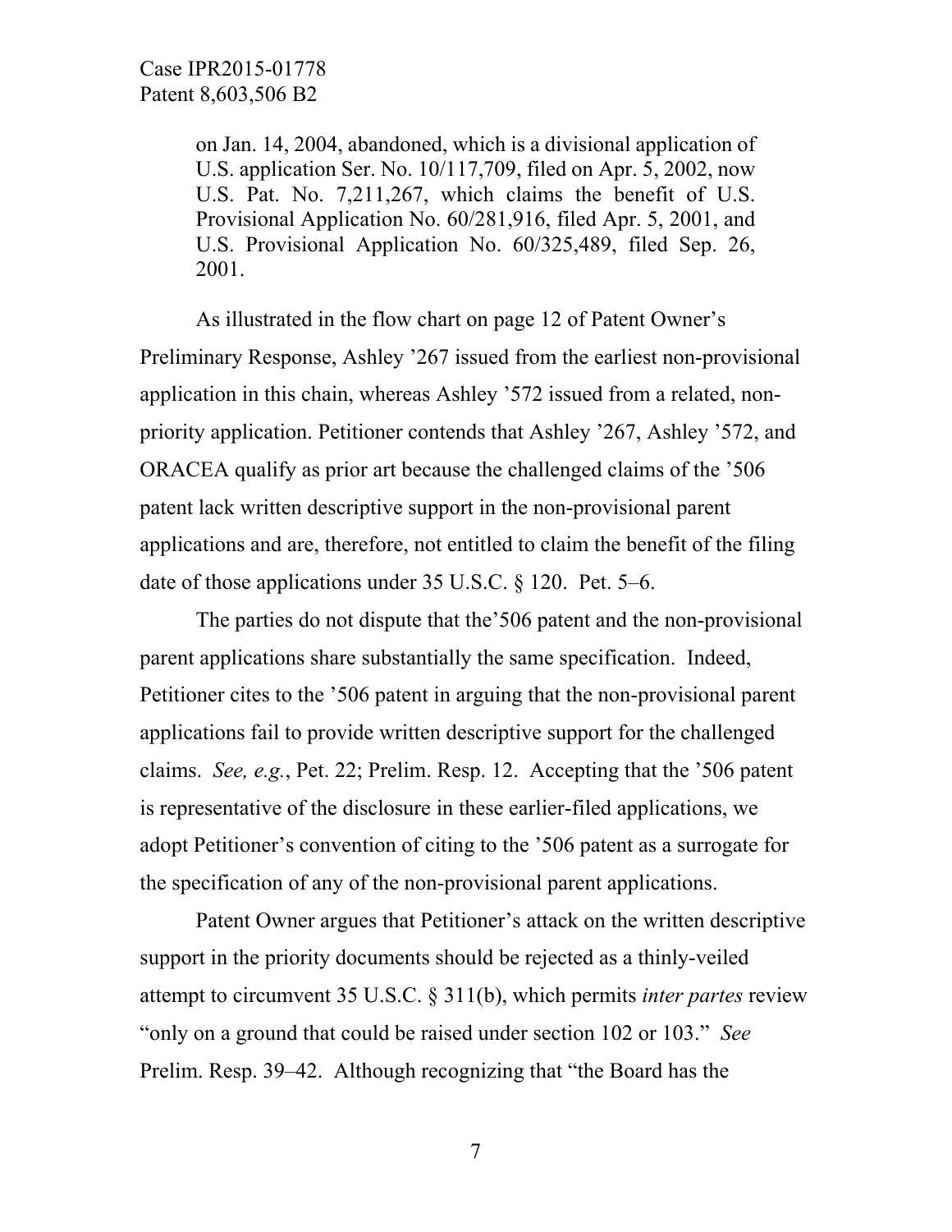on Jan. 14, 2004, abandoned, which is a divisional application of U.S. application Ser. No. 10/117,709, filed on Apr. 5, 2002, now U.S. Pat. No. 7,211,267, which claims the benefit of U.S. Provisional Application No. 60/281,916, filed Apr. 5, 2001, and U.S. Provisional Application No. 60/325,489, filed Sep. 26, 2001.

As illustrated in the flow chart on page 12 of Patent Owner's Preliminary Response, Ashley '267 issued from the earliest non-provisional application in this chain, whereas Ashley '572 issued from a related, non-priority application. Petitioner contends that Ashley '267, Ashley '572, and ORACEA qualify as prior art because the challenged claims of the '506 patent lack written descriptive support in the non-provisional parent applications and are, therefore, not entitled to claim the benefit of the filing date of those applications under 35 U.S.C. § 120. Pet. 5–6.

The parties do not dispute that the'506 patent and the non-provisional parent applications share substantially the same specification. Indeed, Petitioner cites to the '506 patent in arguing that the non-provisional parent applications fail to provide written descriptive support for the challenged claims. *See, e.g.*, Pet. 22; Prelim. Resp. 12. Accepting that the '506 patent is representative of the disclosure in these earlier-filed applications, we adopt Petitioner's convention of citing to the '506 patent as a surrogate for the specification of any of the non-provisional parent applications.

Patent Owner argues that Petitioner's attack on the written descriptive support in the priority documents should be rejected as a thinly-veiled attempt to circumvent 35 U.S.C. § 311(b), which permits *inter partes* review "only on a ground that could be raised under section 102 or 103." *See* Prelim. Resp. 39–42. Although recognizing that "the Board has the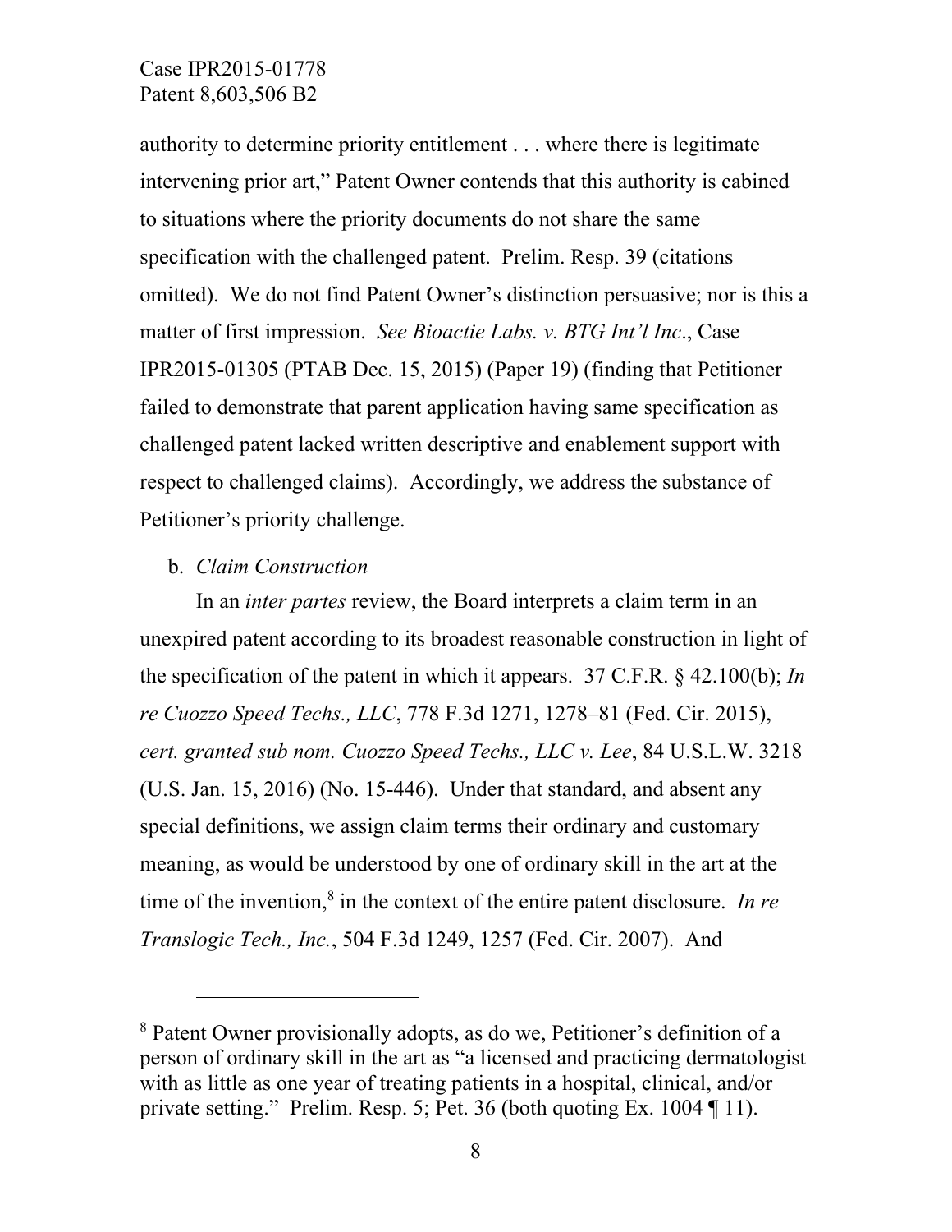authority to determine priority entitlement . . . where there is legitimate intervening prior art," Patent Owner contends that this authority is cabined to situations where the priority documents do not share the same specification with the challenged patent. Prelim. Resp. 39 (citations omitted). We do not find Patent Owner's distinction persuasive; nor is this a matter of first impression. *See Bioactie Labs. v. BTG Int'l Inc*., Case IPR2015-01305 (PTAB Dec. 15, 2015) (Paper 19) (finding that Petitioner failed to demonstrate that parent application having same specification as challenged patent lacked written descriptive and enablement support with respect to challenged claims). Accordingly, we address the substance of Petitioner's priority challenge.

b. *Claim Construction*

In an *inter partes* review, the Board interprets a claim term in an unexpired patent according to its broadest reasonable construction in light of the specification of the patent in which it appears. 37 C.F.R. § 42.100(b); *In re Cuozzo Speed Techs., LLC*, 778 F.3d 1271, 1278–81 (Fed. Cir. 2015), *cert. granted sub nom. Cuozzo Speed Techs., LLC v. Lee*, 84 U.S.L.W. 3218 (U.S. Jan. 15, 2016) (No. 15-446). Under that standard, and absent any special definitions, we assign claim terms their ordinary and customary meaning, as would be understood by one of ordinary skill in the art at the time of the invention,[8] in the context of the entire patent disclosure. *In re Translogic Tech., Inc.*, 504 F.3d 1249, 1257 (Fed. Cir. 2007). And

---

[8] Patent Owner provisionally adopts, as do we, Petitioner's definition of a person of ordinary skill in the art as "a licensed and practicing dermatologist with as little as one year of treating patients in a hospital, clinical, and/or private setting." Prelim. Resp. 5; Pet. 36 (both quoting Ex. 1004 ¶ 11).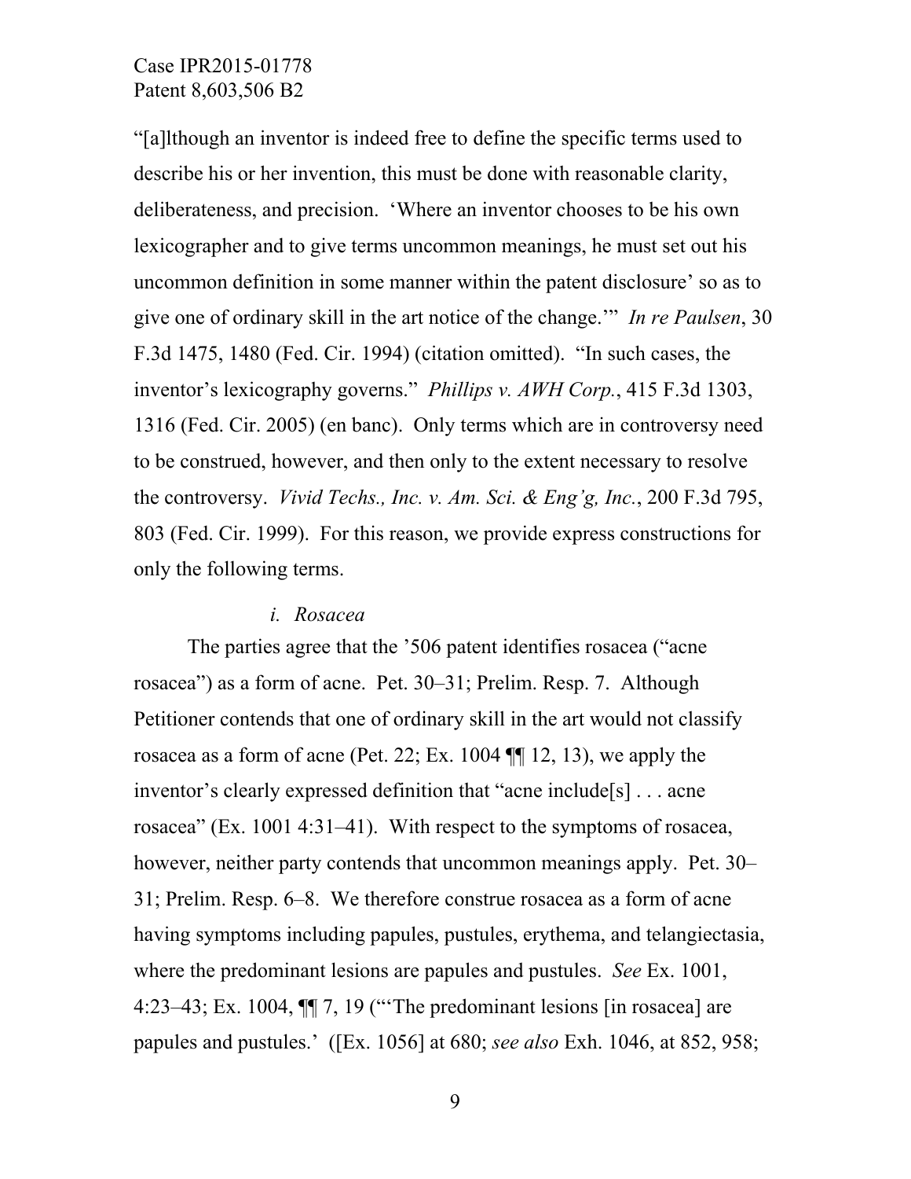"[a]lthough an inventor is indeed free to define the specific terms used to describe his or her invention, this must be done with reasonable clarity, deliberateness, and precision. 'Where an inventor chooses to be his own lexicographer and to give terms uncommon meanings, he must set out his uncommon definition in some manner within the patent disclosure' so as to give one of ordinary skill in the art notice of the change.'" *In re Paulsen*, 30 F.3d 1475, 1480 (Fed. Cir. 1994) (citation omitted). "In such cases, the inventor's lexicography governs." *Phillips v. AWH Corp.*, 415 F.3d 1303, 1316 (Fed. Cir. 2005) (en banc). Only terms which are in controversy need to be construed, however, and then only to the extent necessary to resolve the controversy. *Vivid Techs., Inc. v. Am. Sci. & Eng'g, Inc.*, 200 F.3d 795, 803 (Fed. Cir. 1999). For this reason, we provide express constructions for only the following terms.

*i. Rosacea*

The parties agree that the '506 patent identifies rosacea ("acne rosacea") as a form of acne. Pet. 30–31; Prelim. Resp. 7. Although Petitioner contends that one of ordinary skill in the art would not classify rosacea as a form of acne (Pet. 22; Ex. 1004 ¶¶ 12, 13), we apply the inventor's clearly expressed definition that "acne include[s] . . . acne rosacea" (Ex. 1001 4:31–41). With respect to the symptoms of rosacea, however, neither party contends that uncommon meanings apply. Pet. 30–31; Prelim. Resp. 6–8. We therefore construe rosacea as a form of acne having symptoms including papules, pustules, erythema, and telangiectasia, where the predominant lesions are papules and pustules. *See* Ex. 1001, 4:23–43; Ex. 1004, ¶¶ 7, 19 ("'The predominant lesions [in rosacea] are papules and pustules.' ([Ex. 1056] at 680; *see also* Exh. 1046, at 852, 958;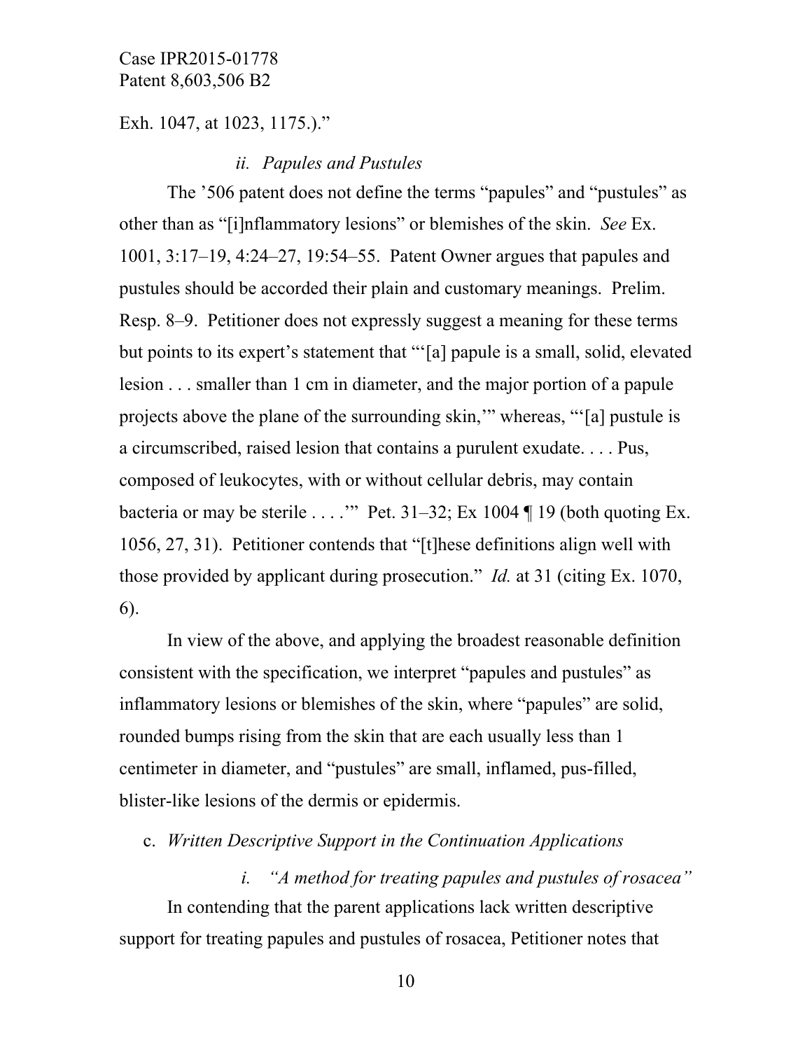Exh. 1047, at 1023, 1175.)."

*ii. Papules and Pustules*

The '506 patent does not define the terms "papules" and "pustules" as other than as "[i]nflammatory lesions" or blemishes of the skin. *See* Ex. 1001, 3:17–19, 4:24–27, 19:54–55. Patent Owner argues that papules and pustules should be accorded their plain and customary meanings. Prelim. Resp. 8–9. Petitioner does not expressly suggest a meaning for these terms but points to its expert's statement that "'[a] papule is a small, solid, elevated lesion . . . smaller than 1 cm in diameter, and the major portion of a papule projects above the plane of the surrounding skin,'" whereas, "'[a] pustule is a circumscribed, raised lesion that contains a purulent exudate. . . . Pus, composed of leukocytes, with or without cellular debris, may contain bacteria or may be sterile . . . .'" Pet. 31–32; Ex 1004 ¶ 19 (both quoting Ex. 1056, 27, 31). Petitioner contends that "[t]hese definitions align well with those provided by applicant during prosecution." *Id.* at 31 (citing Ex. 1070, 6).

In view of the above, and applying the broadest reasonable definition consistent with the specification, we interpret "papules and pustules" as inflammatory lesions or blemishes of the skin, where "papules" are solid, rounded bumps rising from the skin that are each usually less than 1 centimeter in diameter, and "pustules" are small, inflamed, pus-filled, blister-like lesions of the dermis or epidermis.

c. *Written Descriptive Support in the Continuation Applications*

*i. "A method for treating papules and pustules of rosacea"*

In contending that the parent applications lack written descriptive support for treating papules and pustules of rosacea, Petitioner notes that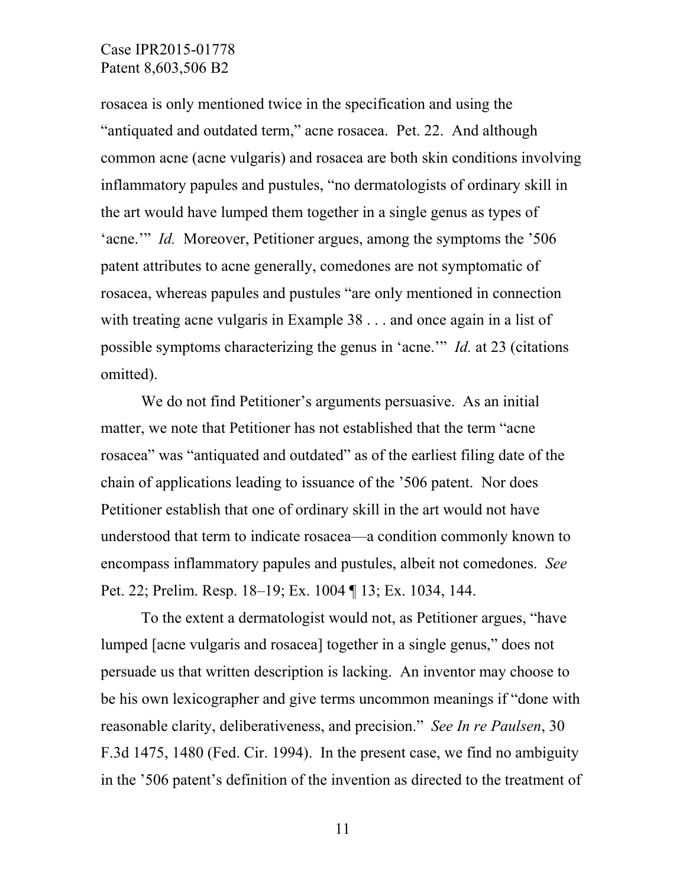rosacea is only mentioned twice in the specification and using the "antiquated and outdated term," acne rosacea. Pet. 22. And although common acne (acne vulgaris) and rosacea are both skin conditions involving inflammatory papules and pustules, "no dermatologists of ordinary skill in the art would have lumped them together in a single genus as types of 'acne.'" *Id.* Moreover, Petitioner argues, among the symptoms the '506 patent attributes to acne generally, comedones are not symptomatic of rosacea, whereas papules and pustules "are only mentioned in connection with treating acne vulgaris in Example 38 . . . and once again in a list of possible symptoms characterizing the genus in 'acne.'" *Id.* at 23 (citations omitted).

We do not find Petitioner's arguments persuasive. As an initial matter, we note that Petitioner has not established that the term "acne rosacea" was "antiquated and outdated" as of the earliest filing date of the chain of applications leading to issuance of the '506 patent. Nor does Petitioner establish that one of ordinary skill in the art would not have understood that term to indicate rosacea—a condition commonly known to encompass inflammatory papules and pustules, albeit not comedones. *See* Pet. 22; Prelim. Resp. 18–19; Ex. 1004 ¶ 13; Ex. 1034, 144.

To the extent a dermatologist would not, as Petitioner argues, "have lumped [acne vulgaris and rosacea] together in a single genus," does not persuade us that written description is lacking. An inventor may choose to be his own lexicographer and give terms uncommon meanings if "done with reasonable clarity, deliberativeness, and precision." *See In re Paulsen*, 30 F.3d 1475, 1480 (Fed. Cir. 1994). In the present case, we find no ambiguity in the '506 patent's definition of the invention as directed to the treatment of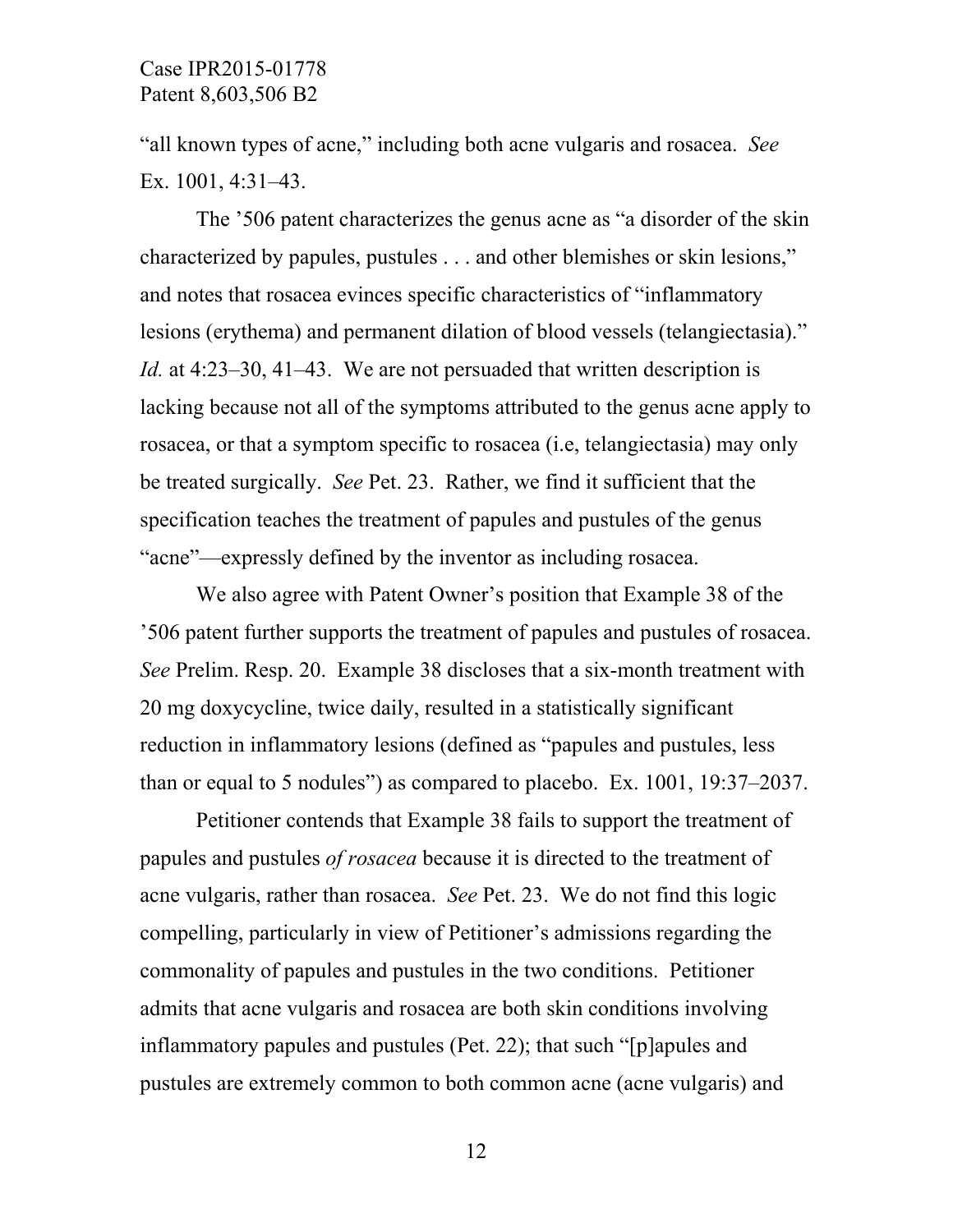"all known types of acne," including both acne vulgaris and rosacea. *See* Ex. 1001, 4:31–43.

The '506 patent characterizes the genus acne as "a disorder of the skin characterized by papules, pustules . . . and other blemishes or skin lesions," and notes that rosacea evinces specific characteristics of "inflammatory lesions (erythema) and permanent dilation of blood vessels (telangiectasia)." *Id.* at 4:23–30, 41–43. We are not persuaded that written description is lacking because not all of the symptoms attributed to the genus acne apply to rosacea, or that a symptom specific to rosacea (i.e, telangiectasia) may only be treated surgically. *See* Pet. 23. Rather, we find it sufficient that the specification teaches the treatment of papules and pustules of the genus "acne"—expressly defined by the inventor as including rosacea.

We also agree with Patent Owner's position that Example 38 of the '506 patent further supports the treatment of papules and pustules of rosacea. *See* Prelim. Resp. 20. Example 38 discloses that a six-month treatment with 20 mg doxycycline, twice daily, resulted in a statistically significant reduction in inflammatory lesions (defined as "papules and pustules, less than or equal to 5 nodules") as compared to placebo. Ex. 1001, 19:37–2037.

Petitioner contends that Example 38 fails to support the treatment of papules and pustules *of rosacea* because it is directed to the treatment of acne vulgaris, rather than rosacea. *See* Pet. 23. We do not find this logic compelling, particularly in view of Petitioner's admissions regarding the commonality of papules and pustules in the two conditions. Petitioner admits that acne vulgaris and rosacea are both skin conditions involving inflammatory papules and pustules (Pet. 22); that such "[p]apules and pustules are extremely common to both common acne (acne vulgaris) and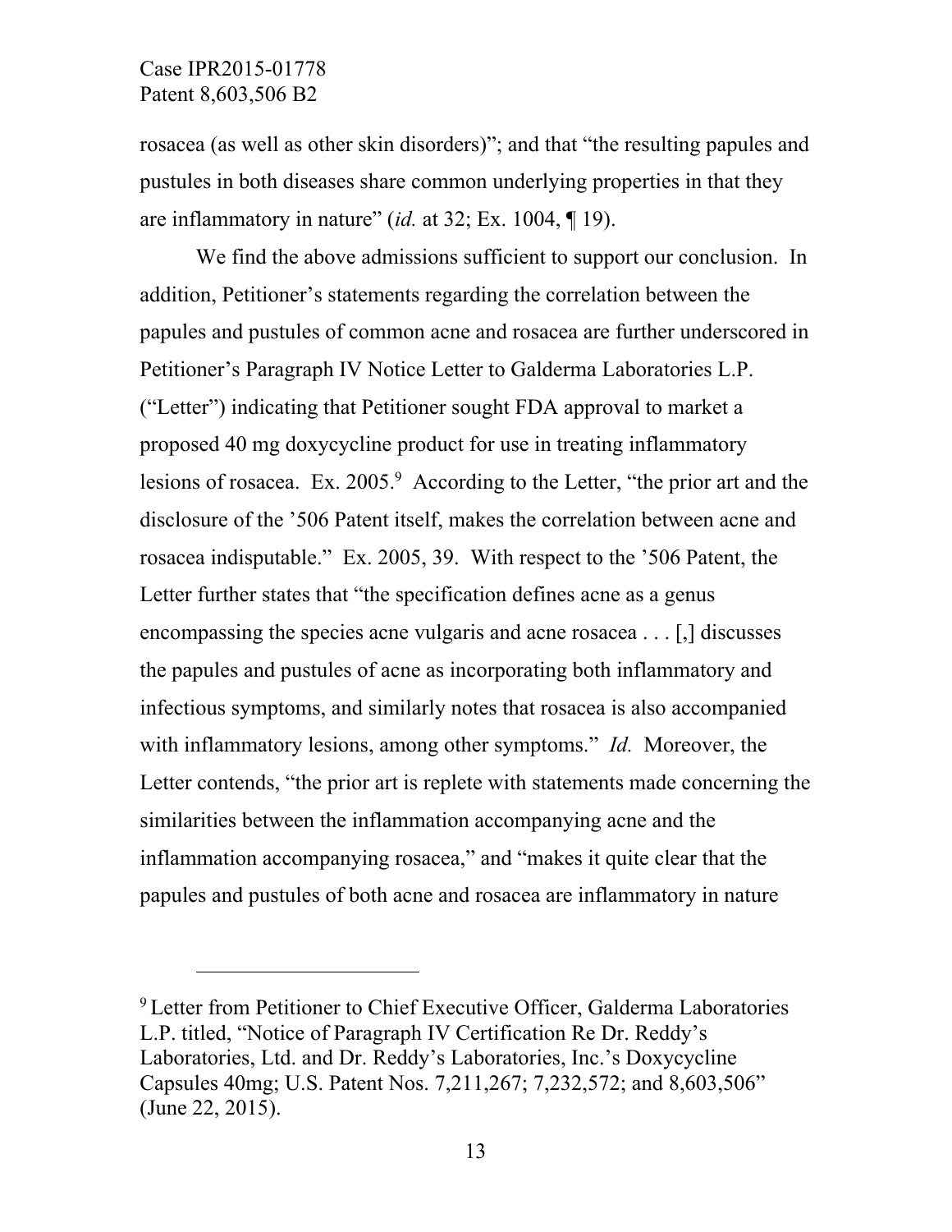rosacea (as well as other skin disorders)"; and that "the resulting papules and pustules in both diseases share common underlying properties in that they are inflammatory in nature" (*id.* at 32; Ex. 1004, ¶ 19).

We find the above admissions sufficient to support our conclusion. In addition, Petitioner's statements regarding the correlation between the papules and pustules of common acne and rosacea are further underscored in Petitioner's Paragraph IV Notice Letter to Galderma Laboratories L.P. ("Letter") indicating that Petitioner sought FDA approval to market a proposed 40 mg doxycycline product for use in treating inflammatory lesions of rosacea. Ex. 2005.[9] According to the Letter, "the prior art and the disclosure of the '506 Patent itself, makes the correlation between acne and rosacea indisputable." Ex. 2005, 39. With respect to the '506 Patent, the Letter further states that "the specification defines acne as a genus encompassing the species acne vulgaris and acne rosacea . . . [,] discusses the papules and pustules of acne as incorporating both inflammatory and infectious symptoms, and similarly notes that rosacea is also accompanied with inflammatory lesions, among other symptoms." *Id.* Moreover, the Letter contends, "the prior art is replete with statements made concerning the similarities between the inflammation accompanying acne and the inflammation accompanying rosacea," and "makes it quite clear that the papules and pustules of both acne and rosacea are inflammatory in nature

---

[9] Letter from Petitioner to Chief Executive Officer, Galderma Laboratories L.P. titled, "Notice of Paragraph IV Certification Re Dr. Reddy's Laboratories, Ltd. and Dr. Reddy's Laboratories, Inc.'s Doxycycline Capsules 40mg; U.S. Patent Nos. 7,211,267; 7,232,572; and 8,603,506" (June 22, 2015).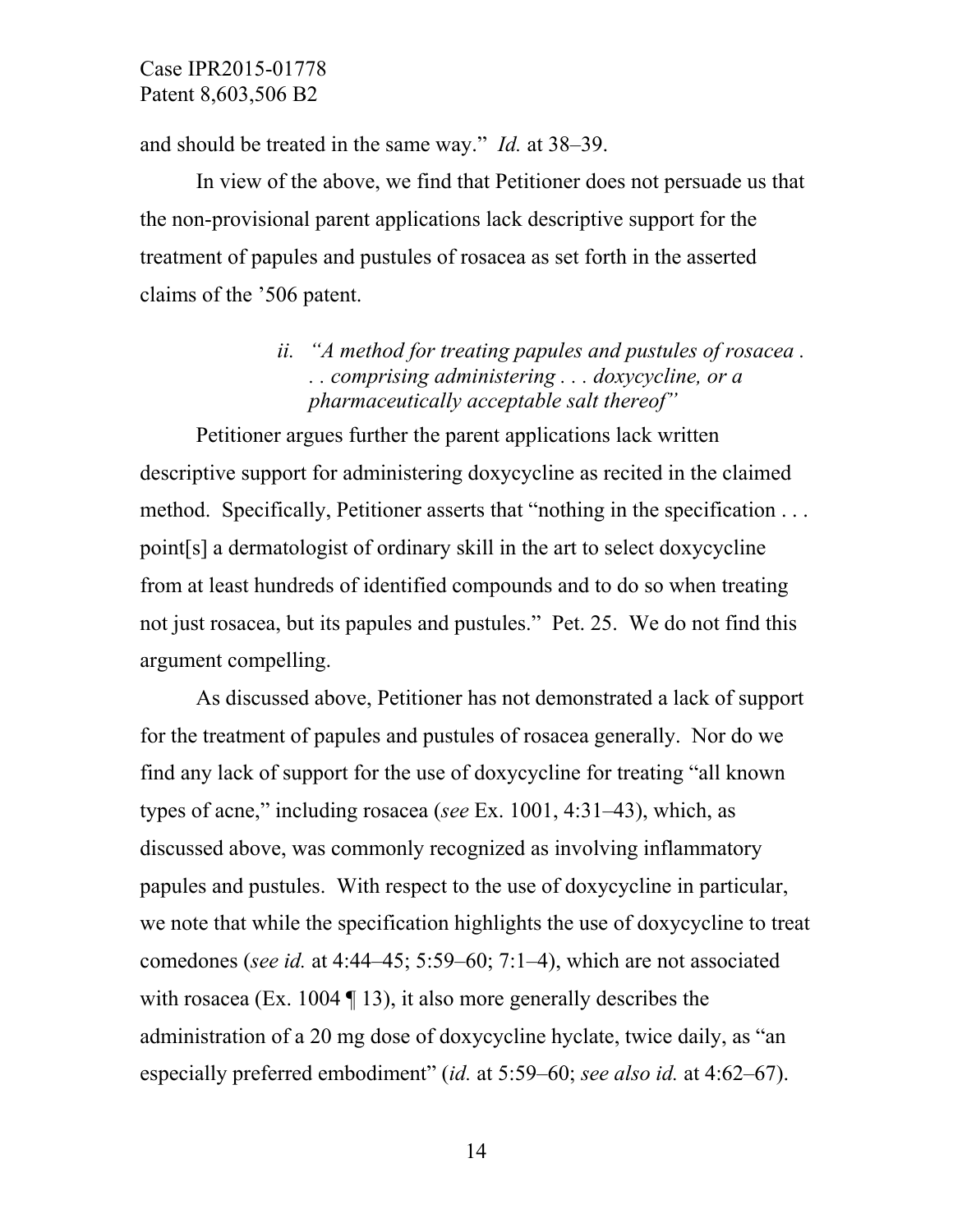and should be treated in the same way." *Id.* at 38–39.

In view of the above, we find that Petitioner does not persuade us that the non-provisional parent applications lack descriptive support for the treatment of papules and pustules of rosacea as set forth in the asserted claims of the '506 patent.

*ii. "A method for treating papules and pustules of rosacea . . . comprising administering . . . doxycycline, or a pharmaceutically acceptable salt thereof"*

Petitioner argues further the parent applications lack written descriptive support for administering doxycycline as recited in the claimed method. Specifically, Petitioner asserts that "nothing in the specification . . . point[s] a dermatologist of ordinary skill in the art to select doxycycline from at least hundreds of identified compounds and to do so when treating not just rosacea, but its papules and pustules." Pet. 25. We do not find this argument compelling.

As discussed above, Petitioner has not demonstrated a lack of support for the treatment of papules and pustules of rosacea generally. Nor do we find any lack of support for the use of doxycycline for treating "all known types of acne," including rosacea (*see* Ex. 1001, 4:31–43), which, as discussed above, was commonly recognized as involving inflammatory papules and pustules. With respect to the use of doxycycline in particular, we note that while the specification highlights the use of doxycycline to treat comedones (*see id.* at 4:44–45; 5:59–60; 7:1–4), which are not associated with rosacea (Ex. 1004 ¶ 13), it also more generally describes the administration of a 20 mg dose of doxycycline hyclate, twice daily, as "an especially preferred embodiment" (*id.* at 5:59–60; *see also id.* at 4:62–67).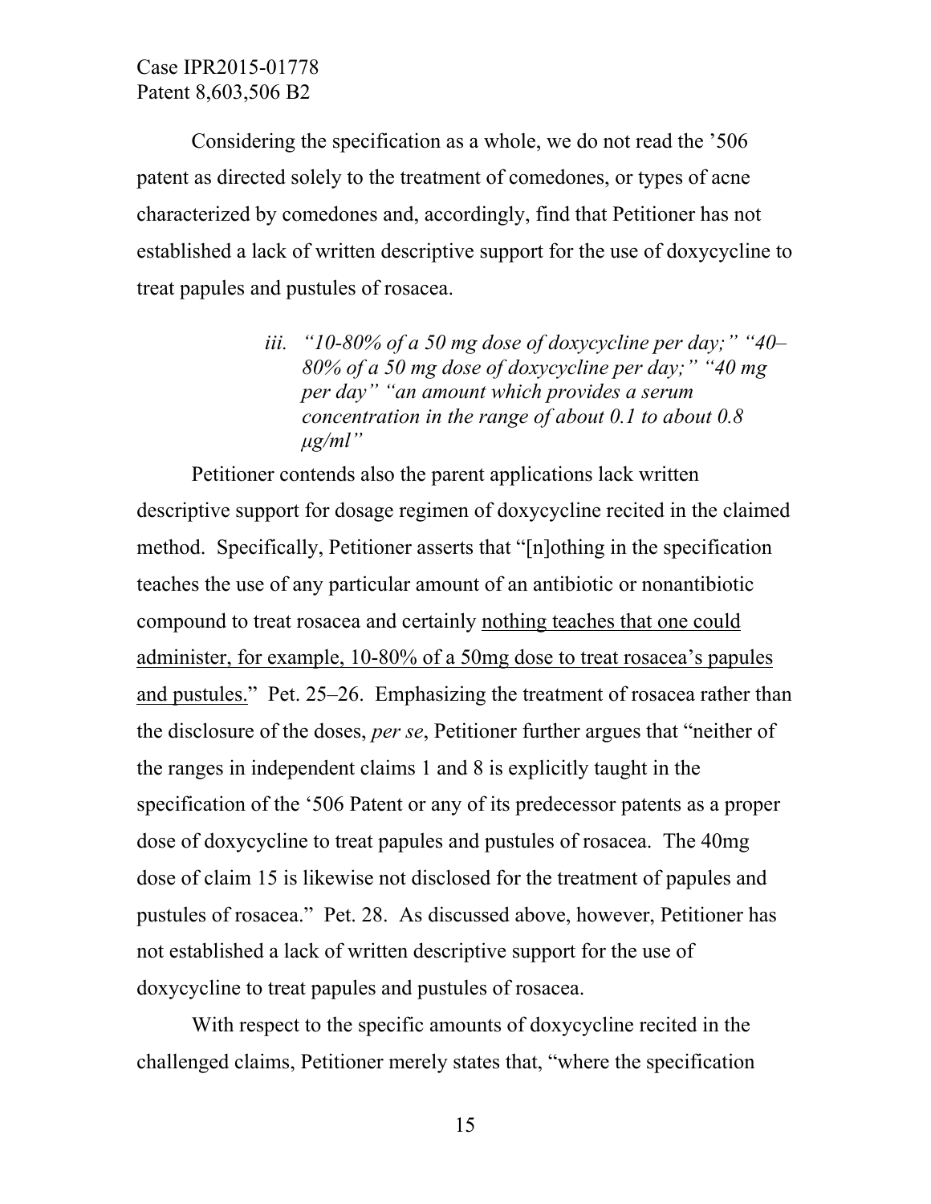Considering the specification as a whole, we do not read the '506 patent as directed solely to the treatment of comedones, or types of acne characterized by comedones and, accordingly, find that Petitioner has not established a lack of written descriptive support for the use of doxycycline to treat papules and pustules of rosacea.

#### *iii. "10-80% of a 50 mg dose of doxycycline per day;" "40–80% of a 50 mg dose of doxycycline per day;" "40 mg per day" "an amount which provides a serum concentration in the range of about 0.1 to about 0.8 μg/ml"*

Petitioner contends also the parent applications lack written descriptive support for dosage regimen of doxycycline recited in the claimed method. Specifically, Petitioner asserts that "[n]othing in the specification teaches the use of any particular amount of an antibiotic or nonantibiotic compound to treat rosacea and certainly <u>nothing teaches that one could administer, for example, 10-80% of a 50mg dose to treat rosacea's papules and pustules.</u>" Pet. 25–26. Emphasizing the treatment of rosacea rather than the disclosure of the doses, *per se*, Petitioner further argues that "neither of the ranges in independent claims 1 and 8 is explicitly taught in the specification of the '506 Patent or any of its predecessor patents as a proper dose of doxycycline to treat papules and pustules of rosacea. The 40mg dose of claim 15 is likewise not disclosed for the treatment of papules and pustules of rosacea." Pet. 28. As discussed above, however, Petitioner has not established a lack of written descriptive support for the use of doxycycline to treat papules and pustules of rosacea.

With respect to the specific amounts of doxycycline recited in the challenged claims, Petitioner merely states that, "where the specification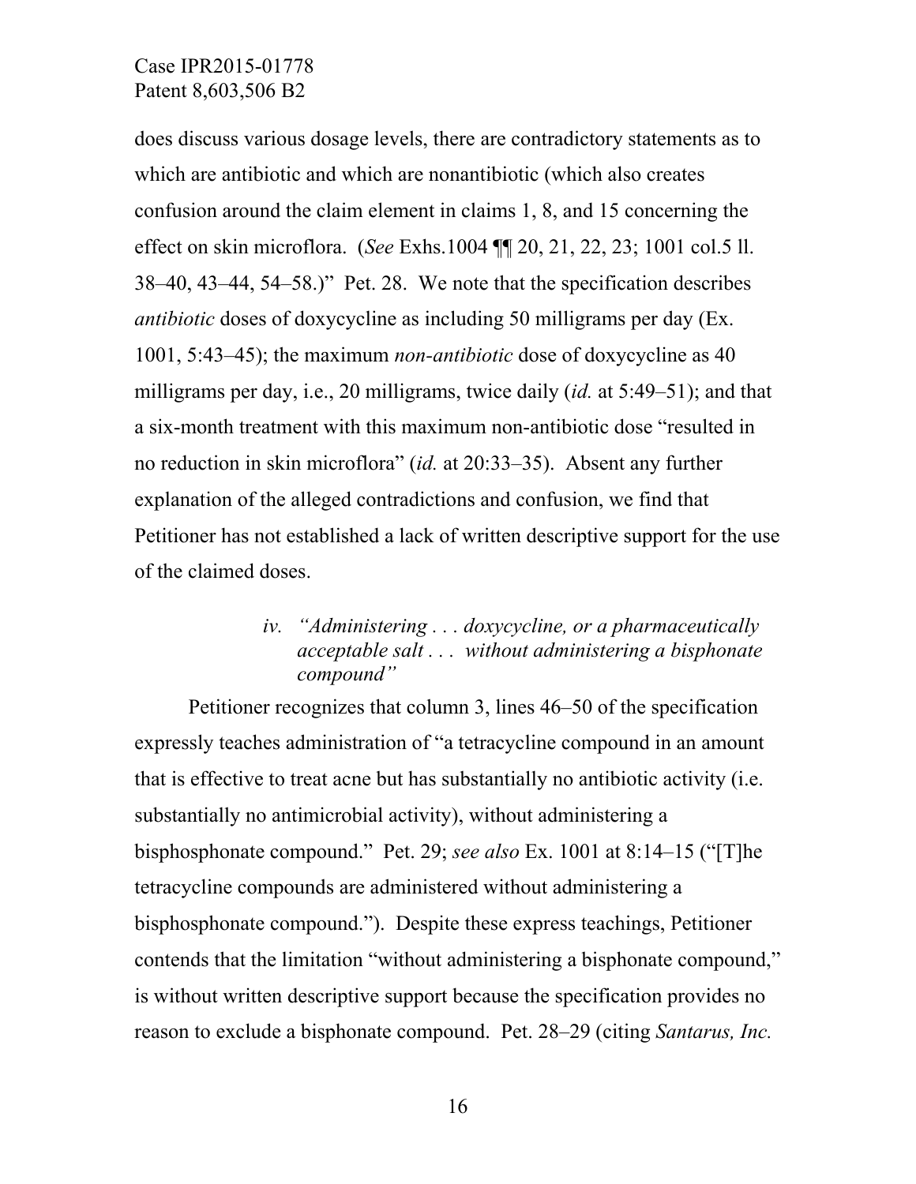does discuss various dosage levels, there are contradictory statements as to which are antibiotic and which are nonantibiotic (which also creates confusion around the claim element in claims 1, 8, and 15 concerning the effect on skin microflora. (*See* Exhs.1004 ¶¶ 20, 21, 22, 23; 1001 col.5 ll. 38–40, 43–44, 54–58.)" Pet. 28. We note that the specification describes *antibiotic* doses of doxycycline as including 50 milligrams per day (Ex. 1001, 5:43–45); the maximum *non-antibiotic* dose of doxycycline as 40 milligrams per day, i.e., 20 milligrams, twice daily (*id.* at 5:49–51); and that a six-month treatment with this maximum non-antibiotic dose "resulted in no reduction in skin microflora" (*id.* at 20:33–35). Absent any further explanation of the alleged contradictions and confusion, we find that Petitioner has not established a lack of written descriptive support for the use of the claimed doses.

#### *iv. "Administering . . . doxycycline, or a pharmaceutically acceptable salt . . . without administering a bisphonate compound"*

Petitioner recognizes that column 3, lines 46–50 of the specification expressly teaches administration of "a tetracycline compound in an amount that is effective to treat acne but has substantially no antibiotic activity (i.e. substantially no antimicrobial activity), without administering a bisphosphonate compound." Pet. 29; *see also* Ex. 1001 at 8:14–15 ("[T]he tetracycline compounds are administered without administering a bisphosphonate compound."). Despite these express teachings, Petitioner contends that the limitation "without administering a bisphonate compound," is without written descriptive support because the specification provides no reason to exclude a bisphonate compound. Pet. 28–29 (citing *Santarus, Inc.*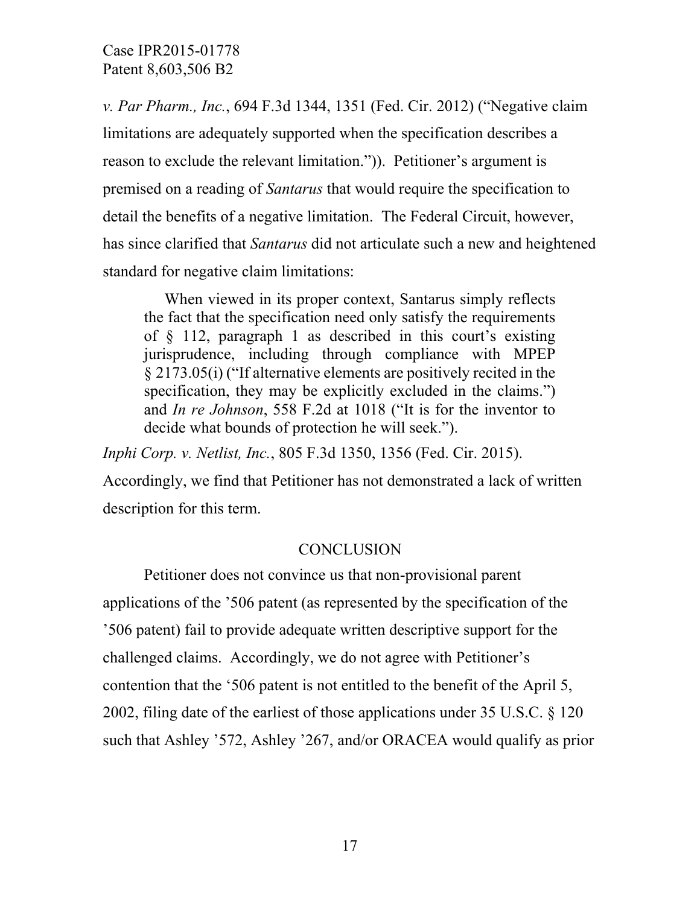*v. Par Pharm., Inc.*, 694 F.3d 1344, 1351 (Fed. Cir. 2012) ("Negative claim limitations are adequately supported when the specification describes a reason to exclude the relevant limitation.")). Petitioner's argument is premised on a reading of *Santarus* that would require the specification to detail the benefits of a negative limitation. The Federal Circuit, however, has since clarified that *Santarus* did not articulate such a new and heightened standard for negative claim limitations:

> When viewed in its proper context, Santarus simply reflects the fact that the specification need only satisfy the requirements of § 112, paragraph 1 as described in this court's existing jurisprudence, including through compliance with MPEP § 2173.05(i) ("If alternative elements are positively recited in the specification, they may be explicitly excluded in the claims.") and *In re Johnson*, 558 F.2d at 1018 ("It is for the inventor to decide what bounds of protection he will seek.").

*Inphi Corp. v. Netlist, Inc.*, 805 F.3d 1350, 1356 (Fed. Cir. 2015). Accordingly, we find that Petitioner has not demonstrated a lack of written description for this term.

## CONCLUSION

Petitioner does not convince us that non-provisional parent applications of the '506 patent (as represented by the specification of the '506 patent) fail to provide adequate written descriptive support for the challenged claims. Accordingly, we do not agree with Petitioner's contention that the '506 patent is not entitled to the benefit of the April 5, 2002, filing date of the earliest of those applications under 35 U.S.C. § 120 such that Ashley '572, Ashley '267, and/or ORACEA would qualify as prior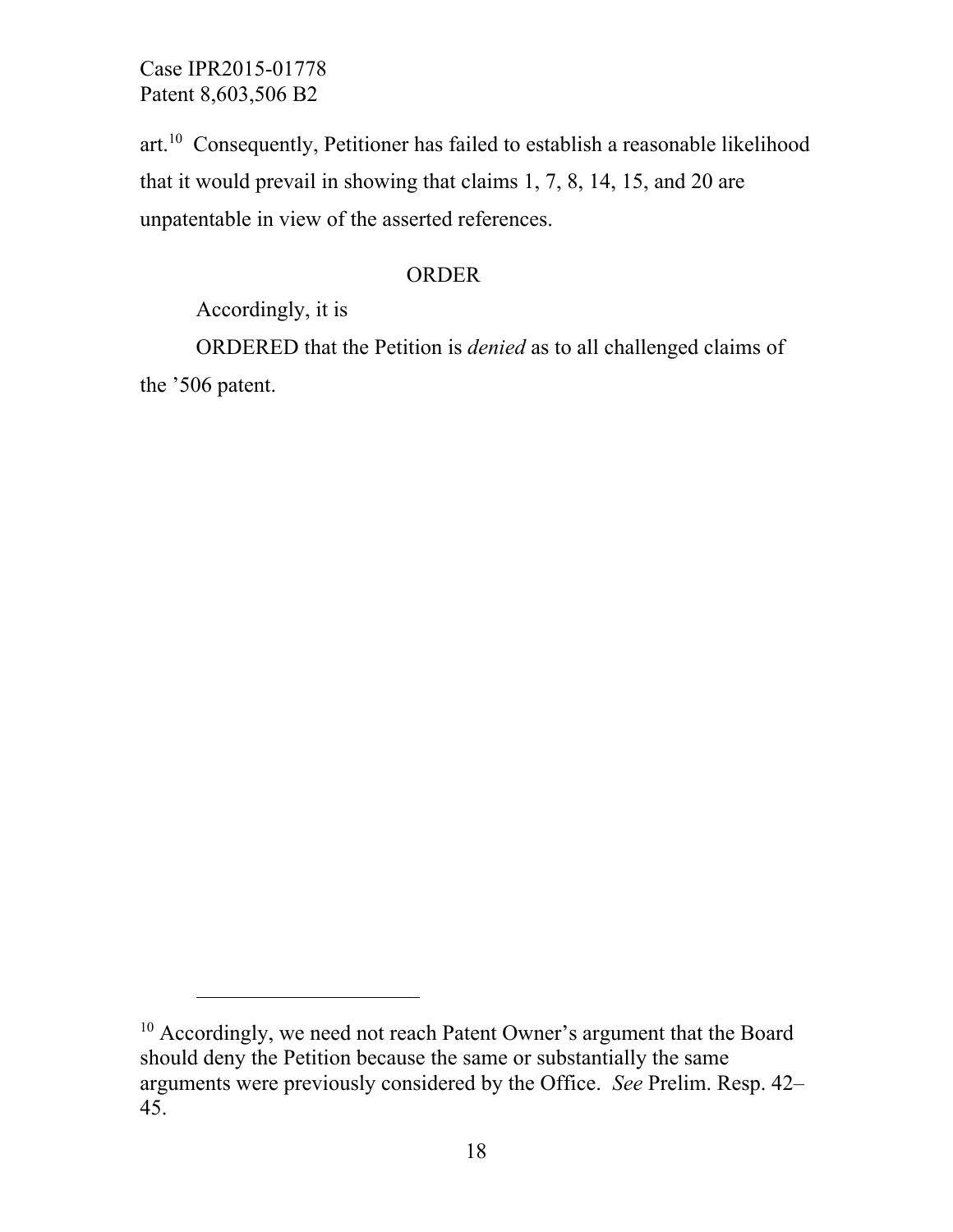art.[10] Consequently, Petitioner has failed to establish a reasonable likelihood that it would prevail in showing that claims 1, 7, 8, 14, 15, and 20 are unpatentable in view of the asserted references.

## ORDER

Accordingly, it is

ORDERED that the Petition is *denied* as to all challenged claims of the ’506 patent.

---

[10] Accordingly, we need not reach Patent Owner’s argument that the Board should deny the Petition because the same or substantially the same arguments were previously considered by the Office. *See* Prelim. Resp. 42–45.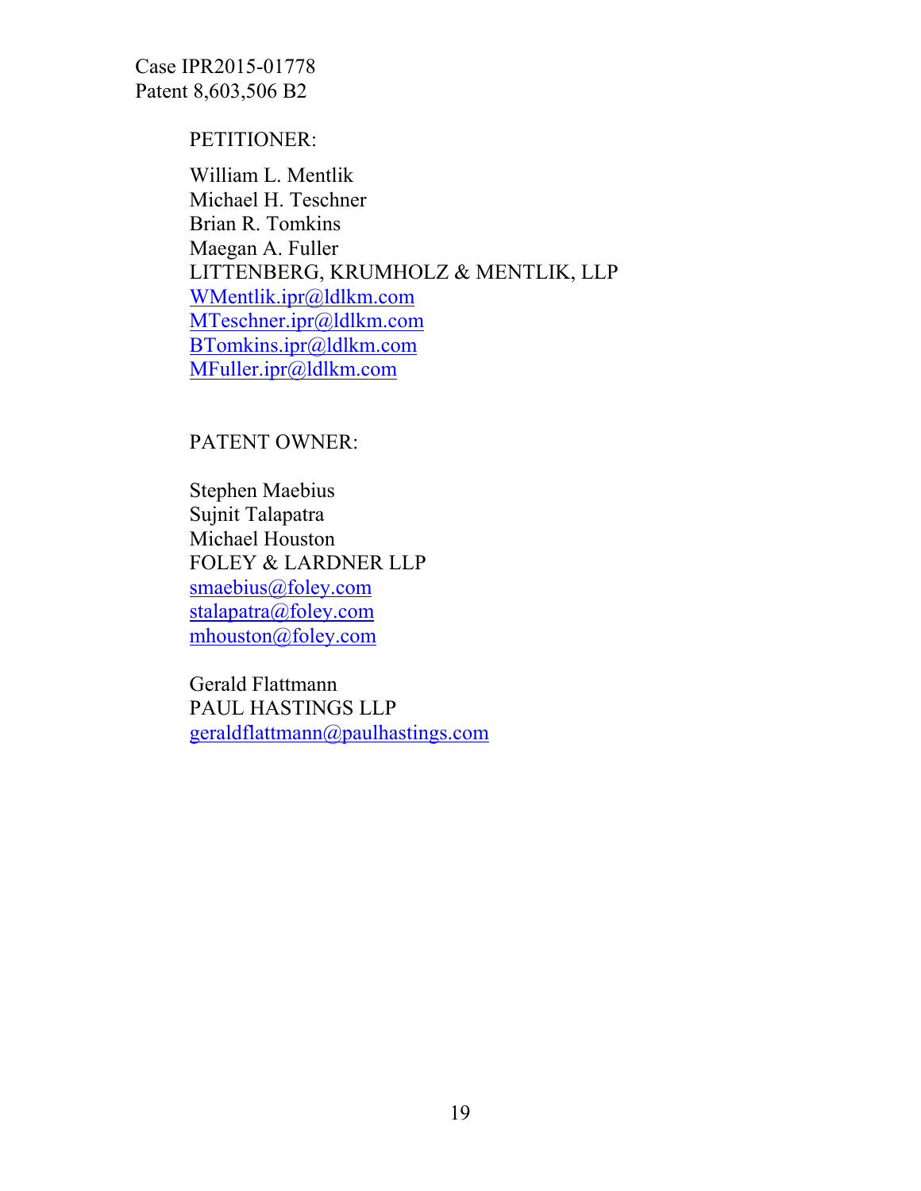PETITIONER:

William L. Mentlik
Michael H. Teschner
Brian R. Tomkins
Maegan A. Fuller
LITTENBERG, KRUMHOLZ & MENTLIK, LLP
WMentlik.ipr@ldlkm.com
MTeschner.ipr@ldlkm.com
BTomkins.ipr@ldlkm.com
MFuller.ipr@ldlkm.com

PATENT OWNER:

Stephen Maebius
Sujnit Talapatra
Michael Houston
FOLEY & LARDNER LLP
smaebius@foley.com
stalapatra@foley.com
mhouston@foley.com

Gerald Flattmann
PAUL HASTINGS LLP
geraldflattmann@paulhastings.com